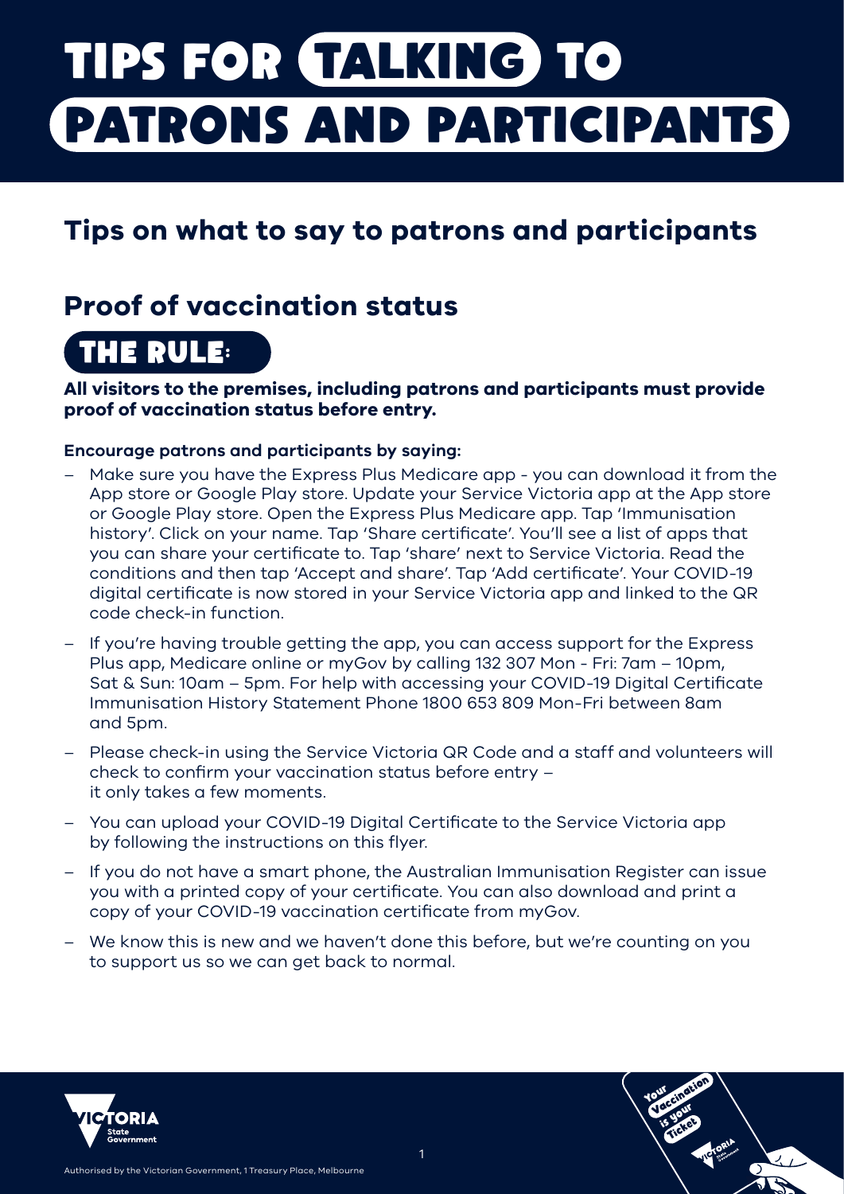# TIPS FOR TALKING TO PATRONS AND PARTICIPANTS

## Tips on what to say to patrons and participants

## Proof of vaccination status

### THE RULE:

**All visitors to the premises, including patrons and participants must provide proof of vaccination status before entry.**

**Encourage patrons and participants by saying:**

- Make sure you have the Express Plus Medicare app - you can download it from the App store or Google Play store. Update your Service Victoria app at the App store or Google Play store. Open the Express Plus Medicare app. Tap 'Immunisation history'. Click on your name. Tap 'Share certificate'. You'll see a list of apps that you can share your certificate to. Tap 'share' next to Service Victoria. Read the conditions and then tap 'Accept and share'. Tap 'Add certificate'. Your COVID-19 digital certificate is now stored in your Service Victoria app and linked to the QR code check-in function.
- If you're having trouble getting the app, you can access support for the Express Plus app, Medicare online or myGov by calling 132 307 Mon - Fri: 7am – 10pm, Sat & Sun: 10am – 5pm. For help with accessing your COVID-19 Digital Certificate Immunisation History Statement Phone 1800 653 809 Mon-Fri between 8am and 5pm.
- Please check-in using the Service Victoria QR Code and a staff and volunteers will check to confirm your vaccination status before entry – it only takes a few moments.
- You can upload your COVID-19 Digital Certificate to the Service Victoria app by following the instructions on this flyer.
- If you do not have a smart phone, the Australian Immunisation Register can issue you with a printed copy of your certificate. You can also download and print a copy of your COVID-19 vaccination certificate from myGov.
- We know this is new and we haven't done this before, but we're counting on you to support us so we can get back to normal.

Authorised by the Victorian Government, 1 Treasury Place, Melbourne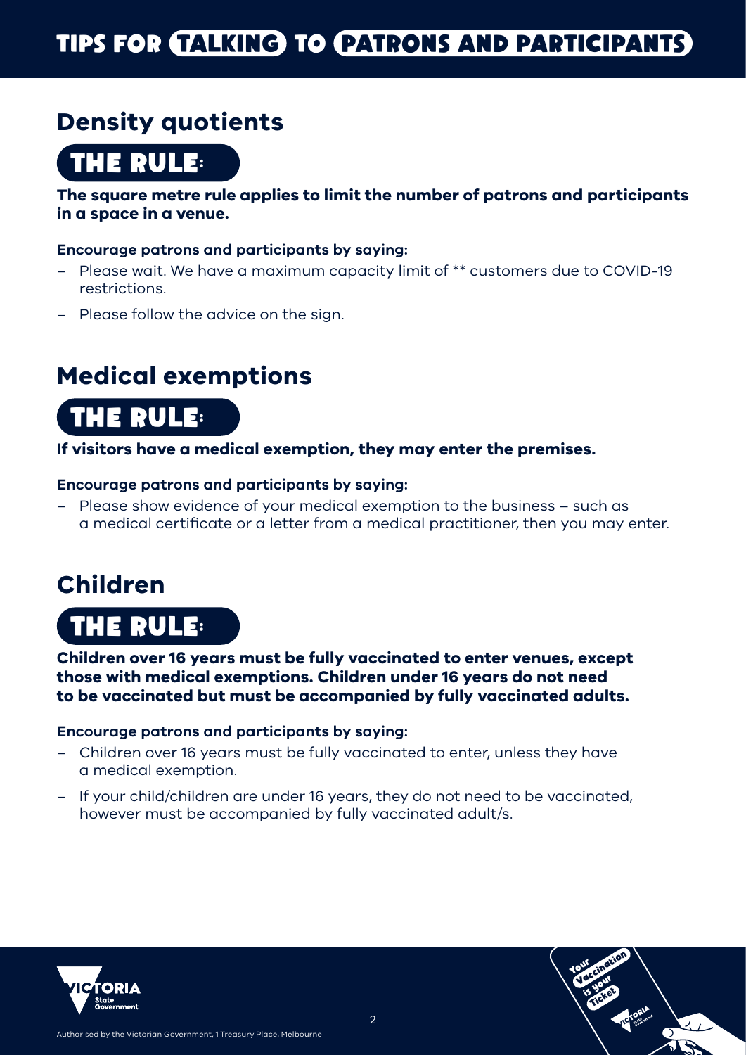# TIPS FOR TALKING TO PATRONS AND PARTICIPANTS

## Density quotients

### THE RULE:

**The square metre rule applies to limit the number of patrons and participants in a space in a venue.**

**Encourage patrons and participants by saying:**

- Please wait. We have a maximum capacity limit of ** customers due to COVID-19 restrictions.
- Please follow the advice on the sign.

## Medical exemptions

### THE RULE:

**If visitors have a medical exemption, they may enter the premises.**

**Encourage patrons and participants by saying:**

- Please show evidence of your medical exemption to the business – such as a medical certificate or a letter from a medical practitioner, then you may enter.

## Children

### THE RULE:

**Children over 16 years must be fully vaccinated to enter venues, except those with medical exemptions. Children under 16 years do not need to be vaccinated but must be accompanied by fully vaccinated adults.**

**Encourage patrons and participants by saying:**

- Children over 16 years must be fully vaccinated to enter, unless they have a medical exemption.
- If your child/children are under 16 years, they do not need to be vaccinated, however must be accompanied by fully vaccinated adult/s.

Authorised by the Victorian Government, 1 Treasury Place, Melbourne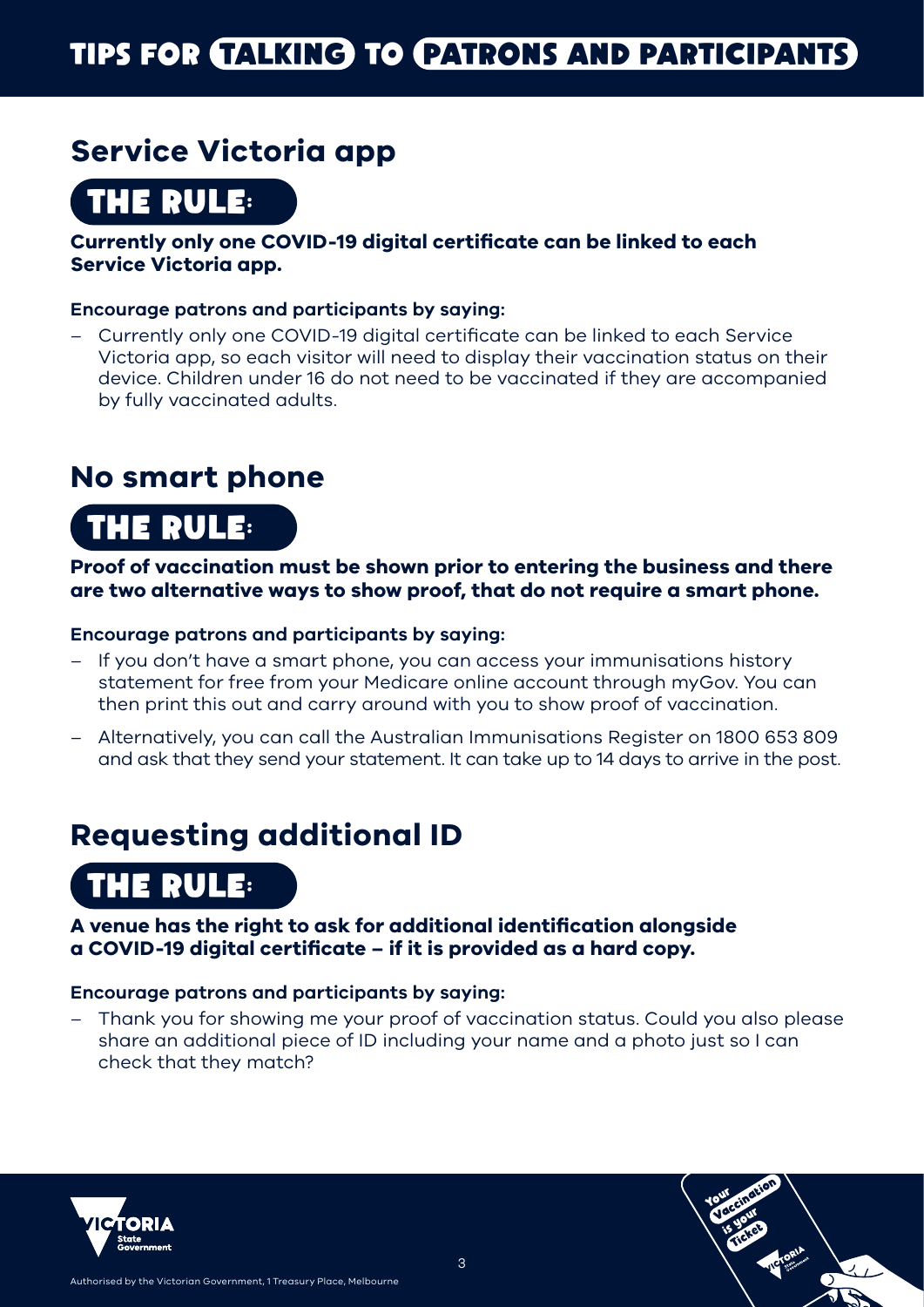# TIPS FOR TALKING TO PATRONS AND PARTICIPANTS

## Service Victoria app

### THE RULE:

**Currently only one COVID-19 digital certificate can be linked to each Service Victoria app.**

**Encourage patrons and participants by saying:**

- Currently only one COVID-19 digital certificate can be linked to each Service Victoria app, so each visitor will need to display their vaccination status on their device. Children under 16 do not need to be vaccinated if they are accompanied by fully vaccinated adults.

## No smart phone

### THE RULE:

**Proof of vaccination must be shown prior to entering the business and there are two alternative ways to show proof, that do not require a smart phone.**

**Encourage patrons and participants by saying:**

- If you don't have a smart phone, you can access your immunisations history statement for free from your Medicare online account through myGov. You can then print this out and carry around with you to show proof of vaccination.
- Alternatively, you can call the Australian Immunisations Register on 1800 653 809 and ask that they send your statement. It can take up to 14 days to arrive in the post.

## Requesting additional ID

### THE RULE:

**A venue has the right to ask for additional identification alongside a COVID-19 digital certificate – if it is provided as a hard copy.**

**Encourage patrons and participants by saying:**

- Thank you for showing me your proof of vaccination status. Could you also please share an additional piece of ID including your name and a photo just so I can check that they match?

Authorised by the Victorian Government, 1 Treasury Place, Melbourne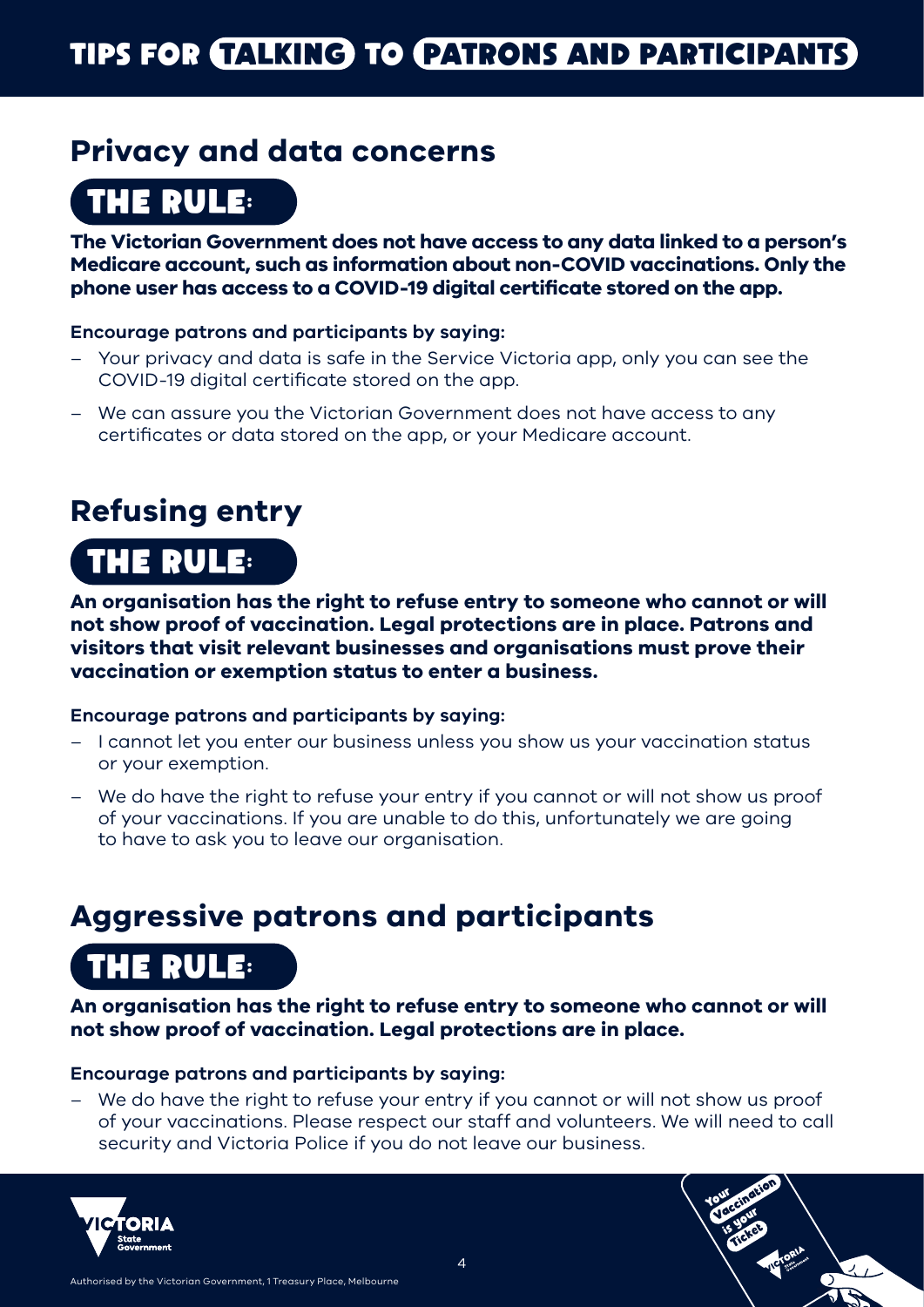# TIPS FOR TALKING TO PATRONS AND PARTICIPANTS

## Privacy and data concerns

### THE RULE:

**The Victorian Government does not have access to any data linked to a person's Medicare account, such as information about non-COVID vaccinations. Only the phone user has access to a COVID-19 digital certificate stored on the app.**

**Encourage patrons and participants by saying:**

- Your privacy and data is safe in the Service Victoria app, only you can see the COVID-19 digital certificate stored on the app.
- We can assure you the Victorian Government does not have access to any certificates or data stored on the app, or your Medicare account.

## Refusing entry

### THE RULE:

**An organisation has the right to refuse entry to someone who cannot or will not show proof of vaccination. Legal protections are in place. Patrons and visitors that visit relevant businesses and organisations must prove their vaccination or exemption status to enter a business.**

**Encourage patrons and participants by saying:**

- I cannot let you enter our business unless you show us your vaccination status or your exemption.
- We do have the right to refuse your entry if you cannot or will not show us proof of your vaccinations. If you are unable to do this, unfortunately we are going to have to ask you to leave our organisation.

## Aggressive patrons and participants

### THE RULE:

**An organisation has the right to refuse entry to someone who cannot or will not show proof of vaccination. Legal protections are in place.**

**Encourage patrons and participants by saying:**

- We do have the right to refuse your entry if you cannot or will not show us proof of your vaccinations. Please respect our staff and volunteers. We will need to call security and Victoria Police if you do not leave our business.

Authorised by the Victorian Government, 1 Treasury Place, Melbourne